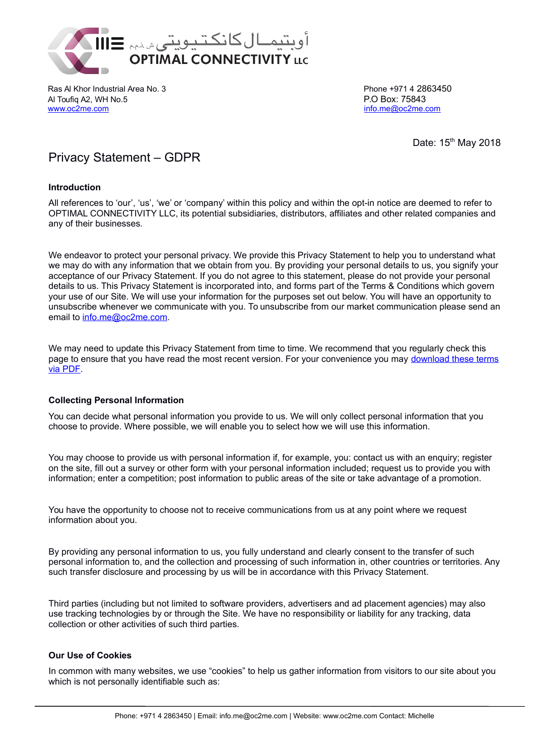أوبتيمال كانكتيويتي ش.ذ.م.م
OPTIMAL CONNECTIVITY LLC

Ras Al Khor Industrial Area No. 3
Al Toufiq A2, WH No.5
www.oc2me.com

Phone +971 4 2863450
P.O Box: 75843
info.me@oc2me.com

Date: 15th May 2018

# Privacy Statement – GDPR

### Introduction

All references to 'our', 'us', 'we' or 'company' within this policy and within the opt-in notice are deemed to refer to OPTIMAL CONNECTIVITY LLC, its potential subsidiaries, distributors, affiliates and other related companies and any of their businesses.

We endeavor to protect your personal privacy. We provide this Privacy Statement to help you to understand what we may do with any information that we obtain from you. By providing your personal details to us, you signify your acceptance of our Privacy Statement. If you do not agree to this statement, please do not provide your personal details to us. This Privacy Statement is incorporated into, and forms part of the Terms & Conditions which govern your use of our Site. We will use your information for the purposes set out below. You will have an opportunity to unsubscribe whenever we communicate with you. To unsubscribe from our market communication please send an email to info.me@oc2me.com.

We may need to update this Privacy Statement from time to time. We recommend that you regularly check this page to ensure that you have read the most recent version. For your convenience you may download these terms via PDF.

### Collecting Personal Information

You can decide what personal information you provide to us. We will only collect personal information that you choose to provide. Where possible, we will enable you to select how we will use this information.

You may choose to provide us with personal information if, for example, you: contact us with an enquiry; register on the site, fill out a survey or other form with your personal information included; request us to provide you with information; enter a competition; post information to public areas of the site or take advantage of a promotion.

You have the opportunity to choose not to receive communications from us at any point where we request information about you.

By providing any personal information to us, you fully understand and clearly consent to the transfer of such personal information to, and the collection and processing of such information in, other countries or territories. Any such transfer disclosure and processing by us will be in accordance with this Privacy Statement.

Third parties (including but not limited to software providers, advertisers and ad placement agencies) may also use tracking technologies by or through the Site. We have no responsibility or liability for any tracking, data collection or other activities of such third parties.

### Our Use of Cookies

In common with many websites, we use "cookies" to help us gather information from visitors to our site about you which is not personally identifiable such as: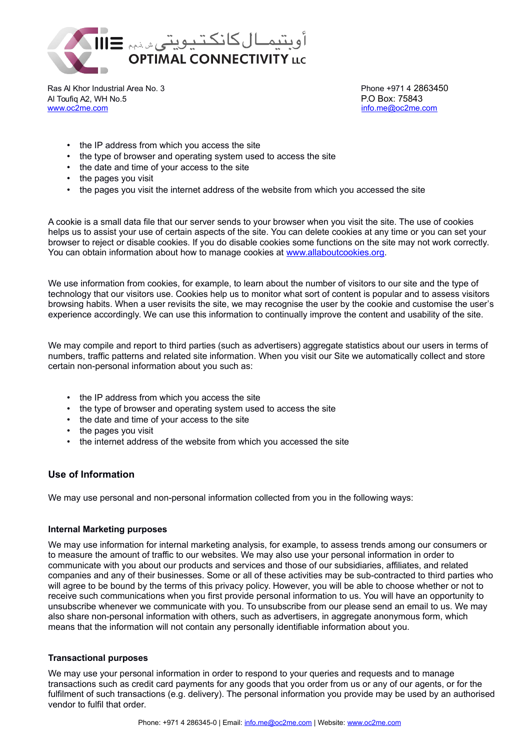- the IP address from which you access the site
- the type of browser and operating system used to access the site
- the date and time of your access to the site
- the pages you visit
- the pages you visit the internet address of the website from which you accessed the site

A cookie is a small data file that our server sends to your browser when you visit the site. The use of cookies helps us to assist your use of certain aspects of the site. You can delete cookies at any time or you can set your browser to reject or disable cookies. If you do disable cookies some functions on the site may not work correctly. You can obtain information about how to manage cookies at www.allaboutcookies.org.

We use information from cookies, for example, to learn about the number of visitors to our site and the type of technology that our visitors use. Cookies help us to monitor what sort of content is popular and to assess visitors browsing habits. When a user revisits the site, we may recognise the user by the cookie and customise the user's experience accordingly. We can use this information to continually improve the content and usability of the site.

We may compile and report to third parties (such as advertisers) aggregate statistics about our users in terms of numbers, traffic patterns and related site information. When you visit our Site we automatically collect and store certain non-personal information about you such as:

- the IP address from which you access the site
- the type of browser and operating system used to access the site
- the date and time of your access to the site
- the pages you visit
- the internet address of the website from which you accessed the site

## Use of Information

We may use personal and non-personal information collected from you in the following ways:

### Internal Marketing purposes

We may use information for internal marketing analysis, for example, to assess trends among our consumers or to measure the amount of traffic to our websites. We may also use your personal information in order to communicate with you about our products and services and those of our subsidiaries, affiliates, and related companies and any of their businesses. Some or all of these activities may be sub-contracted to third parties who will agree to be bound by the terms of this privacy policy. However, you will be able to choose whether or not to receive such communications when you first provide personal information to us. You will have an opportunity to unsubscribe whenever we communicate with you. To unsubscribe from our please send an email to us. We may also share non-personal information with others, such as advertisers, in aggregate anonymous form, which means that the information will not contain any personally identifiable information about you.

### Transactional purposes

We may use your personal information in order to respond to your queries and requests and to manage transactions such as credit card payments for any goods that you order from us or any of our agents, or for the fulfilment of such transactions (e.g. delivery). The personal information you provide may be used by an authorised vendor to fulfil that order.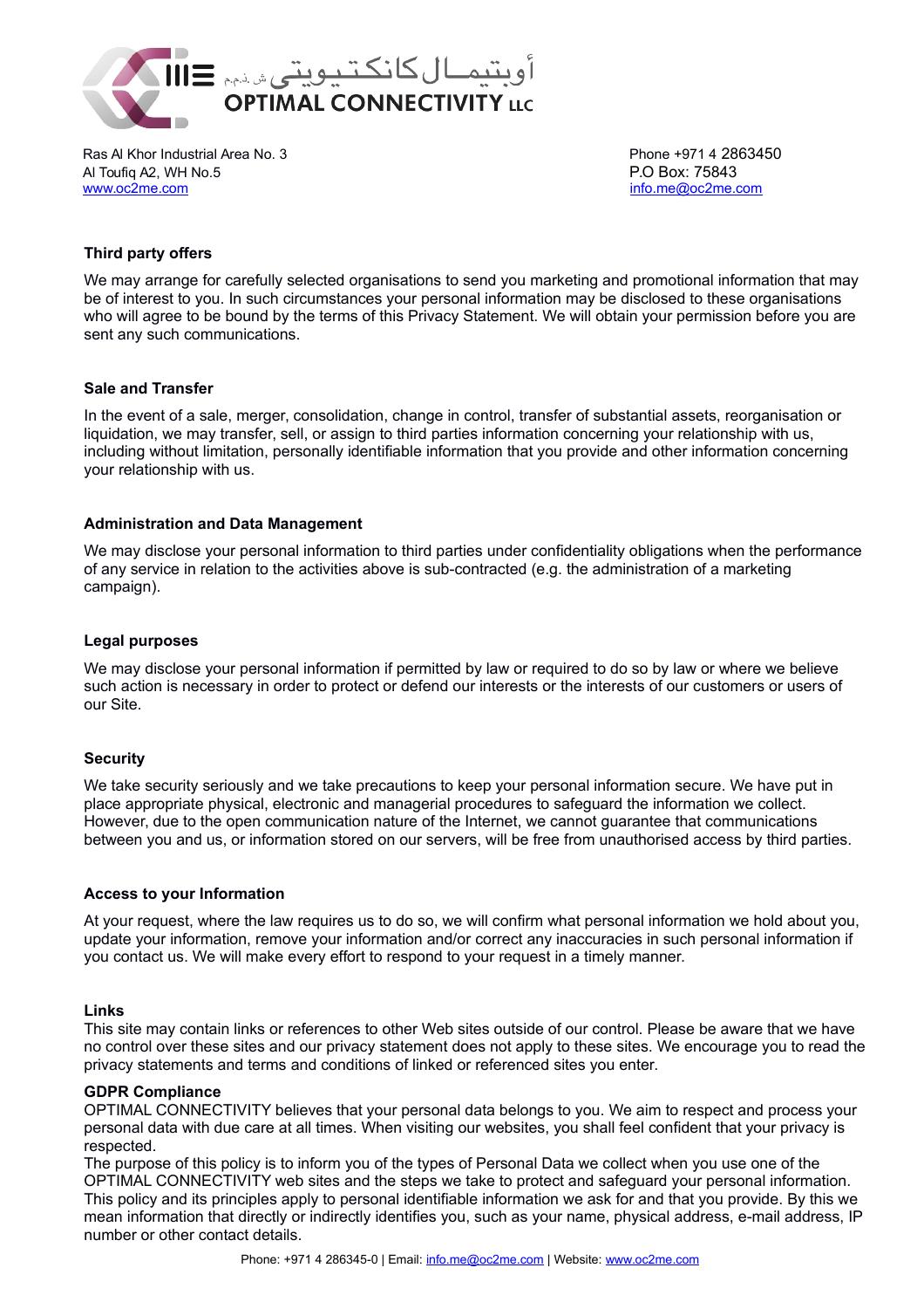### Third party offers

We may arrange for carefully selected organisations to send you marketing and promotional information that may be of interest to you. In such circumstances your personal information may be disclosed to these organisations who will agree to be bound by the terms of this Privacy Statement. We will obtain your permission before you are sent any such communications.

### Sale and Transfer

In the event of a sale, merger, consolidation, change in control, transfer of substantial assets, reorganisation or liquidation, we may transfer, sell, or assign to third parties information concerning your relationship with us, including without limitation, personally identifiable information that you provide and other information concerning your relationship with us.

### Administration and Data Management

We may disclose your personal information to third parties under confidentiality obligations when the performance of any service in relation to the activities above is sub-contracted (e.g. the administration of a marketing campaign).

### Legal purposes

We may disclose your personal information if permitted by law or required to do so by law or where we believe such action is necessary in order to protect or defend our interests or the interests of our customers or users of our Site.

### Security

We take security seriously and we take precautions to keep your personal information secure. We have put in place appropriate physical, electronic and managerial procedures to safeguard the information we collect. However, due to the open communication nature of the Internet, we cannot guarantee that communications between you and us, or information stored on our servers, will be free from unauthorised access by third parties.

### Access to your Information

At your request, where the law requires us to do so, we will confirm what personal information we hold about you, update your information, remove your information and/or correct any inaccuracies in such personal information if you contact us. We will make every effort to respond to your request in a timely manner.

### Links

This site may contain links or references to other Web sites outside of our control. Please be aware that we have no control over these sites and our privacy statement does not apply to these sites. We encourage you to read the privacy statements and terms and conditions of linked or referenced sites you enter.

### GDPR Compliance

OPTIMAL CONNECTIVITY believes that your personal data belongs to you. We aim to respect and process your personal data with due care at all times. When visiting our websites, you shall feel confident that your privacy is respected.

The purpose of this policy is to inform you of the types of Personal Data we collect when you use one of the OPTIMAL CONNECTIVITY web sites and the steps we take to protect and safeguard your personal information. This policy and its principles apply to personal identifiable information we ask for and that you provide. By this we mean information that directly or indirectly identifies you, such as your name, physical address, e-mail address, IP number or other contact details.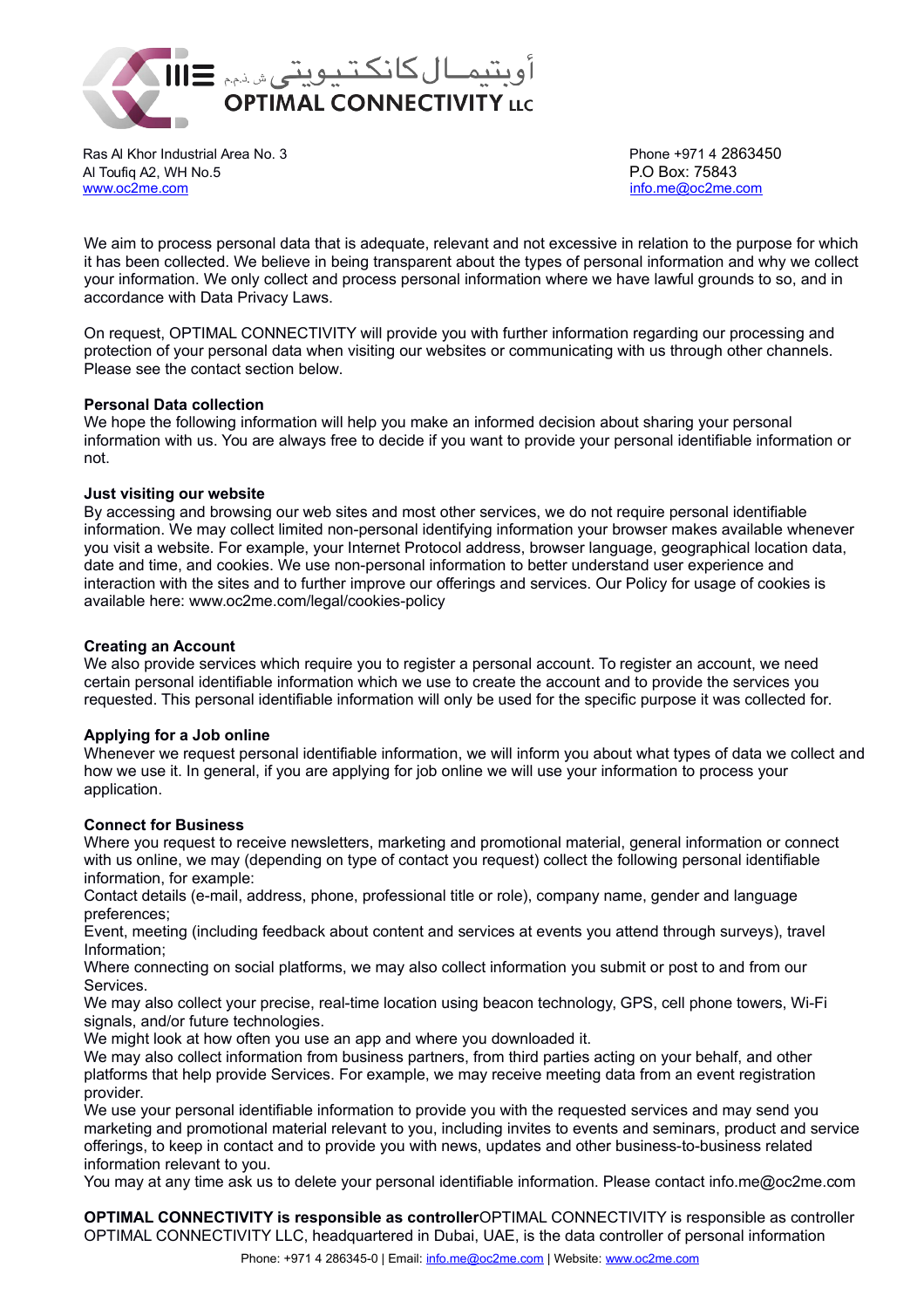We aim to process personal data that is adequate, relevant and not excessive in relation to the purpose for which it has been collected. We believe in being transparent about the types of personal information and why we collect your information. We only collect and process personal information where we have lawful grounds to so, and in accordance with Data Privacy Laws.

On request, OPTIMAL CONNECTIVITY will provide you with further information regarding our processing and protection of your personal data when visiting our websites or communicating with us through other channels. Please see the contact section below.

**Personal Data collection**

We hope the following information will help you make an informed decision about sharing your personal information with us. You are always free to decide if you want to provide your personal identifiable information or not.

**Just visiting our website**

By accessing and browsing our web sites and most other services, we do not require personal identifiable information. We may collect limited non-personal identifying information your browser makes available whenever you visit a website. For example, your Internet Protocol address, browser language, geographical location data, date and time, and cookies. We use non-personal information to better understand user experience and interaction with the sites and to further improve our offerings and services. Our Policy for usage of cookies is available here: www.oc2me.com/legal/cookies-policy

**Creating an Account**

We also provide services which require you to register a personal account. To register an account, we need certain personal identifiable information which we use to create the account and to provide the services you requested. This personal identifiable information will only be used for the specific purpose it was collected for.

**Applying for a Job online**

Whenever we request personal identifiable information, we will inform you about what types of data we collect and how we use it. In general, if you are applying for job online we will use your information to process your application.

**Connect for Business**

Where you request to receive newsletters, marketing and promotional material, general information or connect with us online, we may (depending on type of contact you request) collect the following personal identifiable information, for example:

Contact details (e-mail, address, phone, professional title or role), company name, gender and language preferences;

Event, meeting (including feedback about content and services at events you attend through surveys), travel Information;

Where connecting on social platforms, we may also collect information you submit or post to and from our Services.

We may also collect your precise, real-time location using beacon technology, GPS, cell phone towers, Wi-Fi signals, and/or future technologies.

We might look at how often you use an app and where you downloaded it.

We may also collect information from business partners, from third parties acting on your behalf, and other platforms that help provide Services. For example, we may receive meeting data from an event registration provider.

We use your personal identifiable information to provide you with the requested services and may send you marketing and promotional material relevant to you, including invites to events and seminars, product and service offerings, to keep in contact and to provide you with news, updates and other business-to-business related information relevant to you.

You may at any time ask us to delete your personal identifiable information. Please contact info.me@oc2me.com

**OPTIMAL CONNECTIVITY is responsible as controller**OPTIMAL CONNECTIVITY is responsible as controller OPTIMAL CONNECTIVITY LLC, headquartered in Dubai, UAE, is the data controller of personal information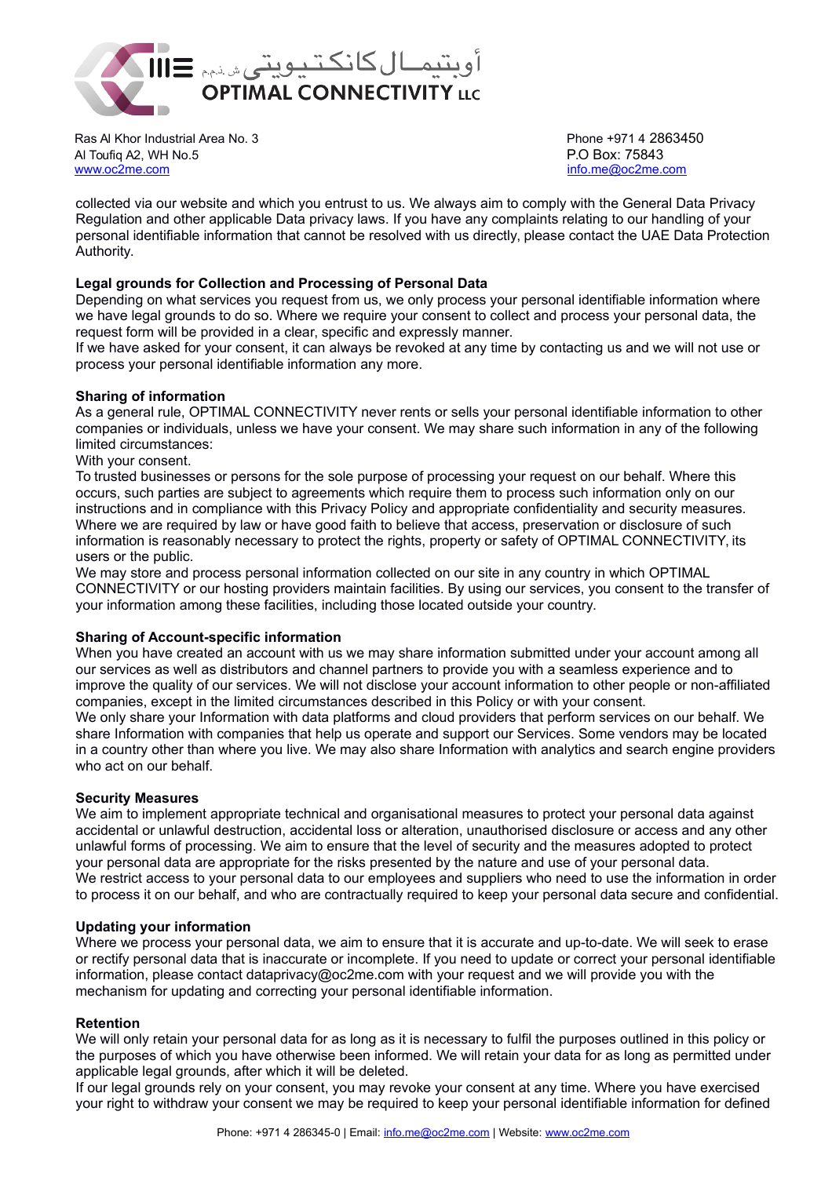collected via our website and which you entrust to us. We always aim to comply with the General Data Privacy Regulation and other applicable Data privacy laws. If you have any complaints relating to our handling of your personal identifiable information that cannot be resolved with us directly, please contact the UAE Data Protection Authority.

**Legal grounds for Collection and Processing of Personal Data**

Depending on what services you request from us, we only process your personal identifiable information where we have legal grounds to do so. Where we require your consent to collect and process your personal data, the request form will be provided in a clear, specific and expressly manner.

If we have asked for your consent, it can always be revoked at any time by contacting us and we will not use or process your personal identifiable information any more.

**Sharing of information**

As a general rule, OPTIMAL CONNECTIVITY never rents or sells your personal identifiable information to other companies or individuals, unless we have your consent. We may share such information in any of the following limited circumstances:

With your consent.

To trusted businesses or persons for the sole purpose of processing your request on our behalf. Where this occurs, such parties are subject to agreements which require them to process such information only on our instructions and in compliance with this Privacy Policy and appropriate confidentiality and security measures.

Where we are required by law or have good faith to believe that access, preservation or disclosure of such information is reasonably necessary to protect the rights, property or safety of OPTIMAL CONNECTIVITY, its users or the public.

We may store and process personal information collected on our site in any country in which OPTIMAL CONNECTIVITY or our hosting providers maintain facilities. By using our services, you consent to the transfer of your information among these facilities, including those located outside your country.

**Sharing of Account-specific information**

When you have created an account with us we may share information submitted under your account among all our services as well as distributors and channel partners to provide you with a seamless experience and to improve the quality of our services. We will not disclose your account information to other people or non-affiliated companies, except in the limited circumstances described in this Policy or with your consent.

We only share your Information with data platforms and cloud providers that perform services on our behalf. We share Information with companies that help us operate and support our Services. Some vendors may be located in a country other than where you live. We may also share Information with analytics and search engine providers who act on our behalf.

**Security Measures**

We aim to implement appropriate technical and organisational measures to protect your personal data against accidental or unlawful destruction, accidental loss or alteration, unauthorised disclosure or access and any other unlawful forms of processing. We aim to ensure that the level of security and the measures adopted to protect your personal data are appropriate for the risks presented by the nature and use of your personal data.

We restrict access to your personal data to our employees and suppliers who need to use the information in order to process it on our behalf, and who are contractually required to keep your personal data secure and confidential.

**Updating your information**

Where we process your personal data, we aim to ensure that it is accurate and up-to-date. We will seek to erase or rectify personal data that is inaccurate or incomplete. If you need to update or correct your personal identifiable information, please contact dataprivacy@oc2me.com with your request and we will provide you with the mechanism for updating and correcting your personal identifiable information.

**Retention**

We will only retain your personal data for as long as it is necessary to fulfil the purposes outlined in this policy or the purposes of which you have otherwise been informed. We will retain your data for as long as permitted under applicable legal grounds, after which it will be deleted.

If our legal grounds rely on your consent, you may revoke your consent at any time. Where you have exercised your right to withdraw your consent we may be required to keep your personal identifiable information for defined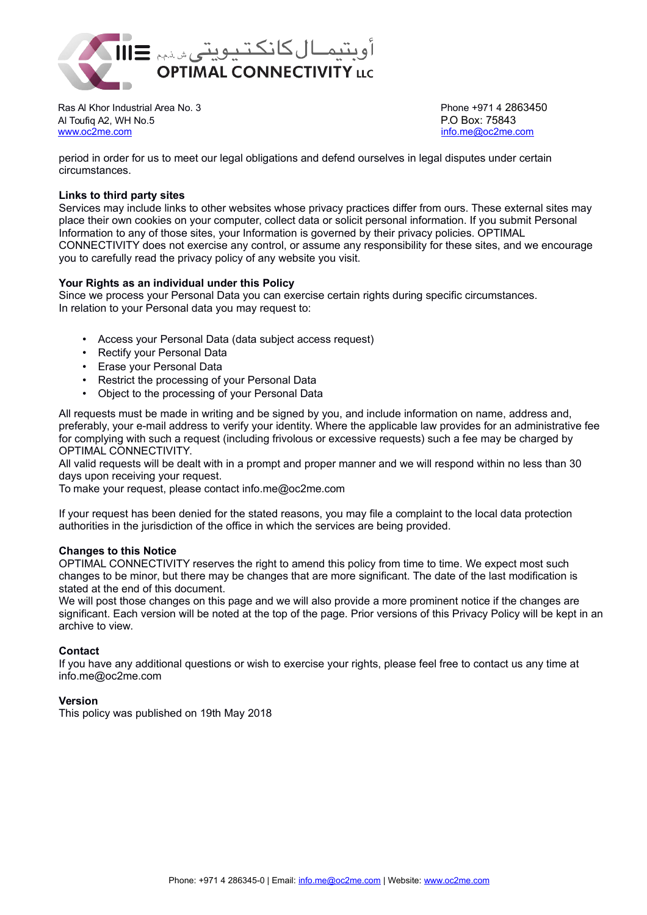period in order for us to meet our legal obligations and defend ourselves in legal disputes under certain circumstances.

**Links to third party sites**

Services may include links to other websites whose privacy practices differ from ours. These external sites may place their own cookies on your computer, collect data or solicit personal information. If you submit Personal Information to any of those sites, your Information is governed by their privacy policies. OPTIMAL CONNECTIVITY does not exercise any control, or assume any responsibility for these sites, and we encourage you to carefully read the privacy policy of any website you visit.

**Your Rights as an individual under this Policy**

Since we process your Personal Data you can exercise certain rights during specific circumstances.
In relation to your Personal data you may request to:

- Access your Personal Data (data subject access request)
- Rectify your Personal Data
- Erase your Personal Data
- Restrict the processing of your Personal Data
- Object to the processing of your Personal Data

All requests must be made in writing and be signed by you, and include information on name, address and, preferably, your e-mail address to verify your identity. Where the applicable law provides for an administrative fee for complying with such a request (including frivolous or excessive requests) such a fee may be charged by OPTIMAL CONNECTIVITY.
All valid requests will be dealt with in a prompt and proper manner and we will respond within no less than 30 days upon receiving your request.
To make your request, please contact info.me@oc2me.com

If your request has been denied for the stated reasons, you may file a complaint to the local data protection authorities in the jurisdiction of the office in which the services are being provided.

**Changes to this Notice**

OPTIMAL CONNECTIVITY reserves the right to amend this policy from time to time. We expect most such changes to be minor, but there may be changes that are more significant. The date of the last modification is stated at the end of this document.
We will post those changes on this page and we will also provide a more prominent notice if the changes are significant. Each version will be noted at the top of the page. Prior versions of this Privacy Policy will be kept in an archive to view.

**Contact**

If you have any additional questions or wish to exercise your rights, please feel free to contact us any time at info.me@oc2me.com

**Version**

This policy was published on 19th May 2018